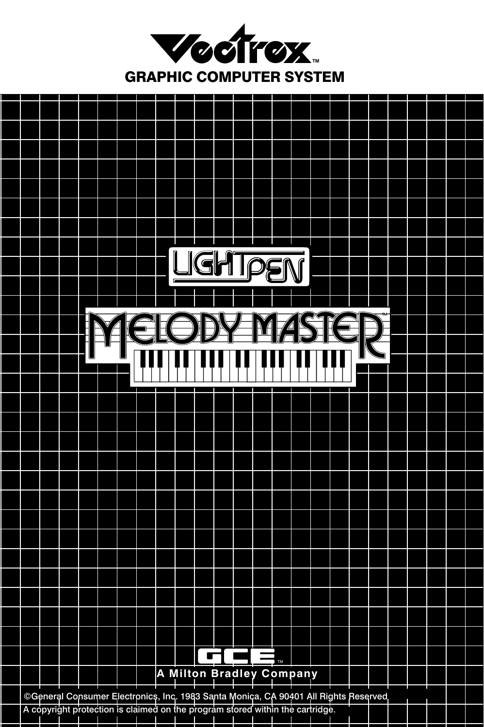# Vectrex™

## GRAPHIC COMPUTER SYSTEM

# LIGHT PEN

# MELODY MASTER™

GCE™

**A Milton Bradley Company**

©General Consumer Electronics, Inc. 1983 Santa Monica, CA 90401 All Rights Reserved.
A copyright protection is claimed on the program stored within the cartridge.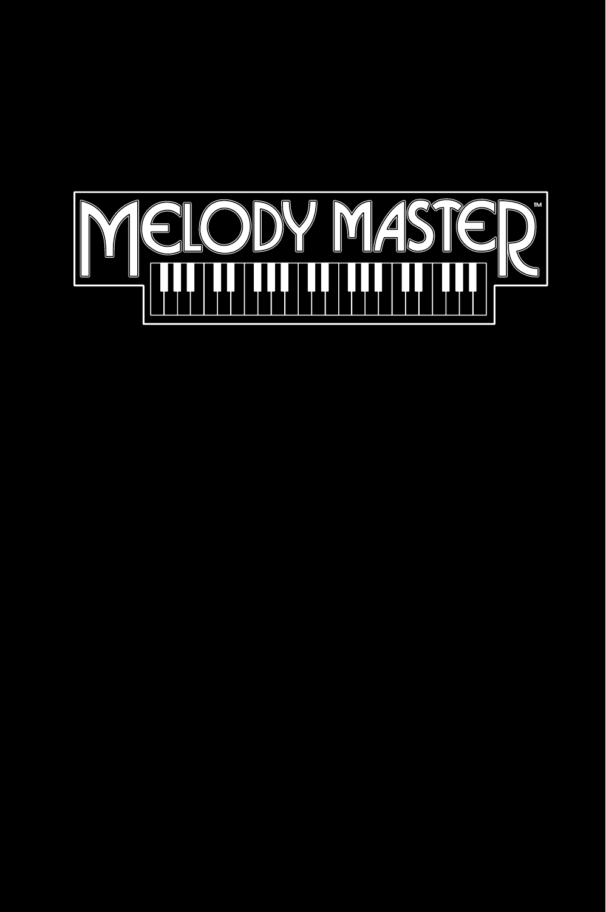# MELODY MASTER™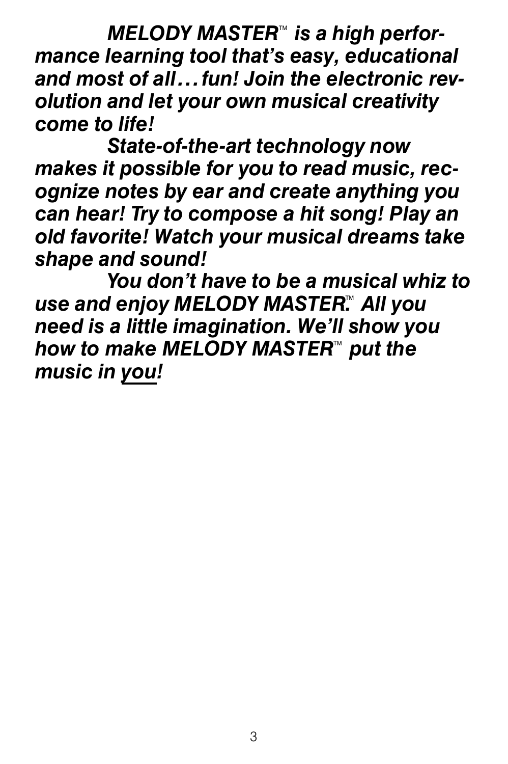***MELODY MASTER™ is a high performance learning tool that's easy, educational and most of all… fun! Join the electronic revolution and let your own musical creativity come to life!***

***State-of-the-art technology now makes it possible for you to read music, recognize notes by ear and create anything you can hear! Try to compose a hit song! Play an old favorite! Watch your musical dreams take shape and sound!***

***You don't have to be a musical whiz to use and enjoy MELODY MASTER.™ All you need is a little imagination. We'll show you how to make MELODY MASTER™ put the music in <u>you</u>!***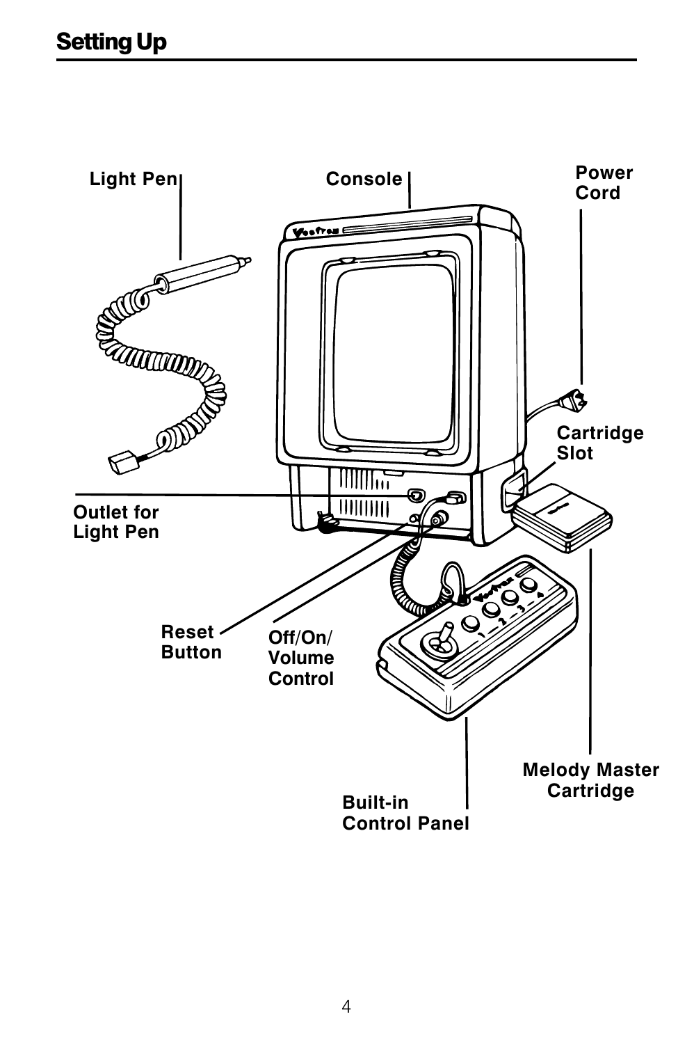## Setting Up

Light Pen

Console

Power Cord

Cartridge Slot

Outlet for Light Pen

Reset Button

Off/On/ Volume Control

Built-in Control Panel

Melody Master Cartridge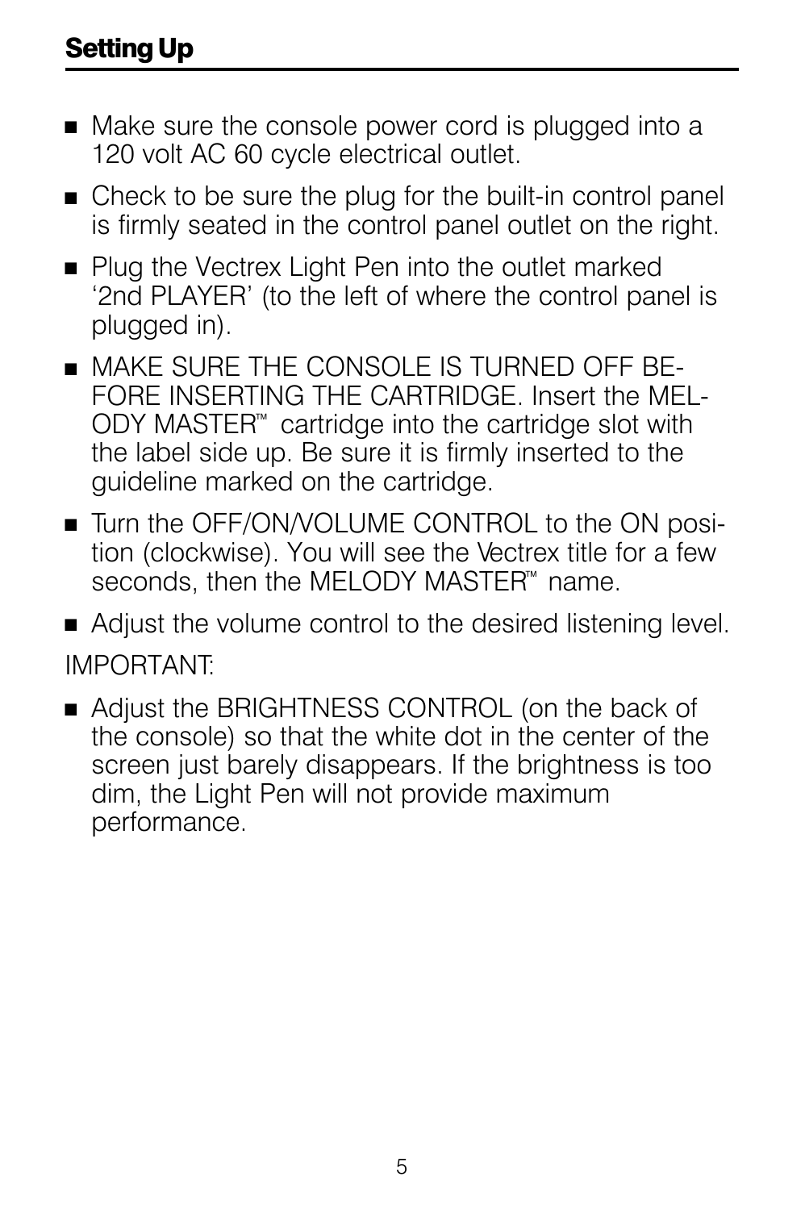## Setting Up

- Make sure the console power cord is plugged into a 120 volt AC 60 cycle electrical outlet.
- Check to be sure the plug for the built-in control panel is firmly seated in the control panel outlet on the right.
- Plug the Vectrex Light Pen into the outlet marked '2nd PLAYER' (to the left of where the control panel is plugged in).
- MAKE SURE THE CONSOLE IS TURNED OFF BEFORE INSERTING THE CARTRIDGE. Insert the MELODY MASTER™ cartridge into the cartridge slot with the label side up. Be sure it is firmly inserted to the guideline marked on the cartridge.
- Turn the OFF/ON/VOLUME CONTROL to the ON position (clockwise). You will see the Vectrex title for a few seconds, then the MELODY MASTER™ name.
- Adjust the volume control to the desired listening level.

IMPORTANT:

- Adjust the BRIGHTNESS CONTROL (on the back of the console) so that the white dot in the center of the screen just barely disappears. If the brightness is too dim, the Light Pen will not provide maximum performance.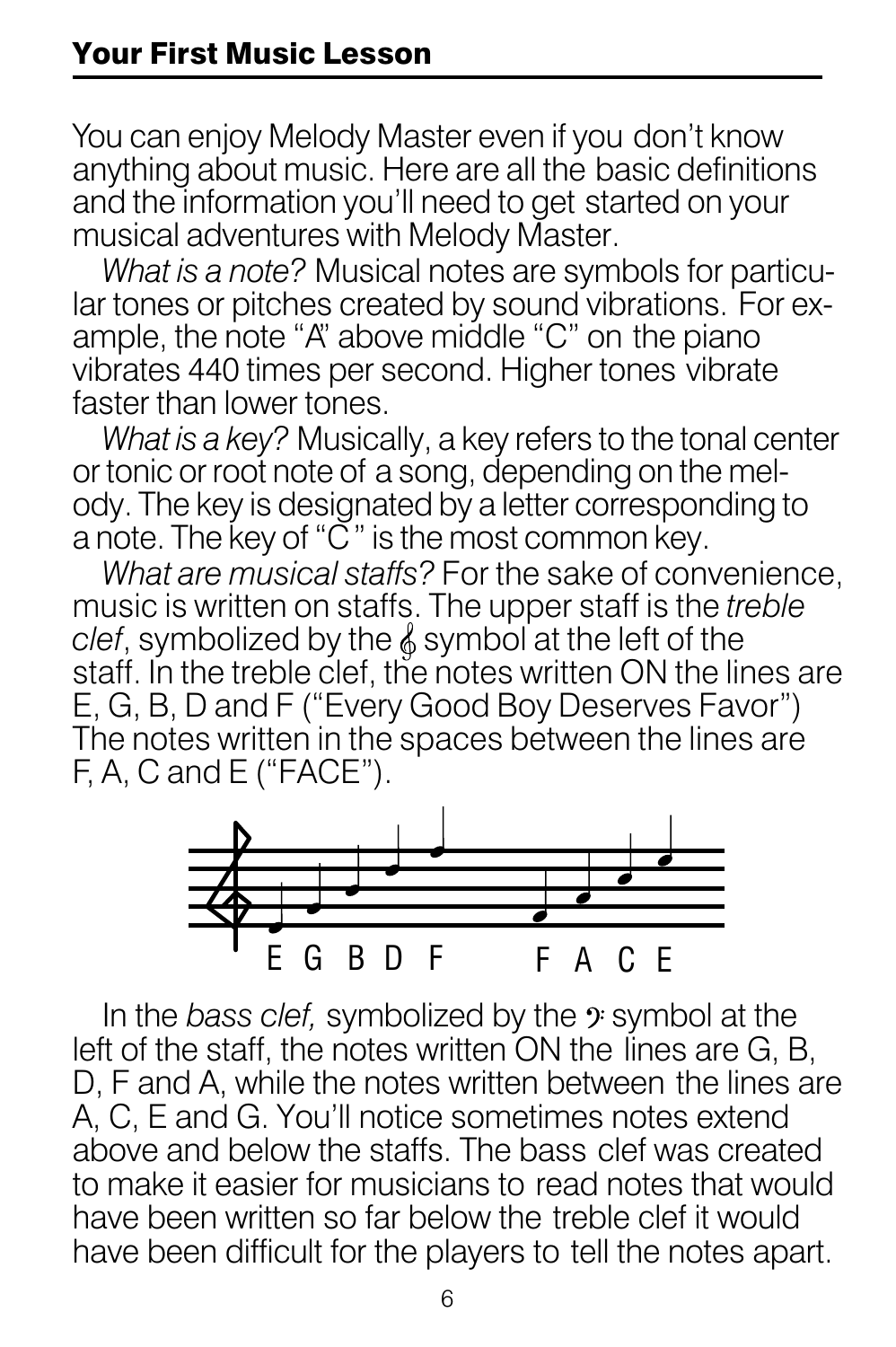## Your First Music Lesson

You can enjoy Melody Master even if you don't know anything about music. Here are all the basic definitions and the information you'll need to get started on your musical adventures with Melody Master.

*What is a note?* Musical notes are symbols for particular tones or pitches created by sound vibrations. For example, the note "A" above middle "C" on the piano vibrates 440 times per second. Higher tones vibrate faster than lower tones.

*What is a key?* Musically, a key refers to the tonal center or tonic or root note of a song, depending on the melody. The key is designated by a letter corresponding to a note. The key of "C" is the most common key.

*What are musical staffs?* For the sake of convenience, music is written on staffs. The upper staff is the *treble clef*, symbolized by the 𝄞 symbol at the left of the staff. In the treble clef, the notes written ON the lines are E, G, B, D and F ("Every Good Boy Deserves Favor") The notes written in the spaces between the lines are F, A, C and E ("FACE").

E G B D F    F A C E

In the *bass clef,* symbolized by the 𝄢 symbol at the left of the staff, the notes written ON the lines are G, B, D, F and A, while the notes written between the lines are A, C, E and G. You'll notice sometimes notes extend above and below the staffs. The bass clef was created to make it easier for musicians to read notes that would have been written so far below the treble clef it would have been difficult for the players to tell the notes apart.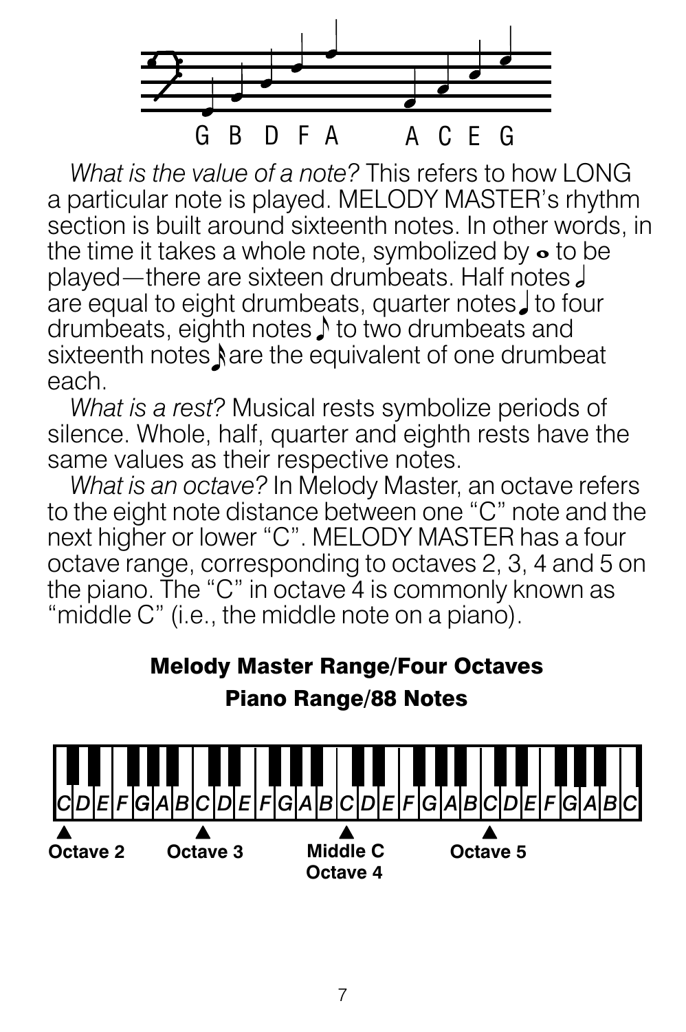G B D F A A C E G

*What is the value of a note?* This refers to how LONG a particular note is played. MELODY MASTER's rhythm section is built around sixteenth notes. In other words, in the time it takes a whole note, symbolized by 𝅝 to be played—there are sixteen drumbeats. Half notes 𝅗𝅥 are equal to eight drumbeats, quarter notes ♩ to four drumbeats, eighth notes ♪ to two drumbeats and sixteenth notes 𝅘𝅥𝅯 are the equivalent of one drumbeat each.

*What is a rest?* Musical rests symbolize periods of silence. Whole, half, quarter and eighth rests have the same values as their respective notes.

*What is an octave?* In Melody Master, an octave refers to the eight note distance between one "C" note and the next higher or lower "C". MELODY MASTER has a four octave range, corresponding to octaves 2, 3, 4 and 5 on the piano. The "C" in octave 4 is commonly known as "middle C" (i.e., the middle note on a piano).

**Melody Master Range/Four Octaves**

**Piano Range/88 Notes**

C D E F G A B C D E F G A B C D E F G A B C D E F G A B C

Octave 2 Octave 3 Middle C Octave 4 Octave 5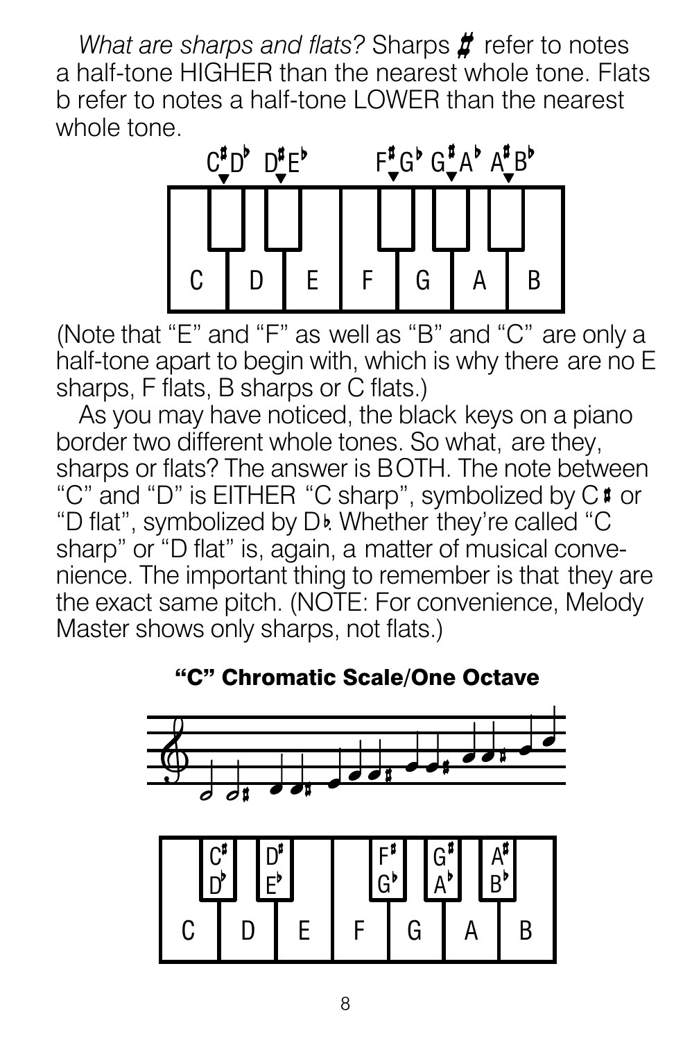*What are sharps and flats?* Sharps ♯ refer to notes a half-tone HIGHER than the nearest whole tone. Flats b refer to notes a half-tone LOWER than the nearest whole tone.

(Note that "E" and "F" as well as "B" and "C" are only a half-tone apart to begin with, which is why there are no E sharps, F flats, B sharps or C flats.)

As you may have noticed, the black keys on a piano border two different whole tones. So what, are they, sharps or flats? The answer is BOTH. The note between "C" and "D" is EITHER "C sharp", symbolized by C♯ or "D flat", symbolized by D♭. Whether they're called "C sharp" or "D flat" is, again, a matter of musical convenience. The important thing to remember is that they are the exact same pitch. (NOTE: For convenience, Melody Master shows only sharps, not flats.)

**"C" Chromatic Scale/One Octave**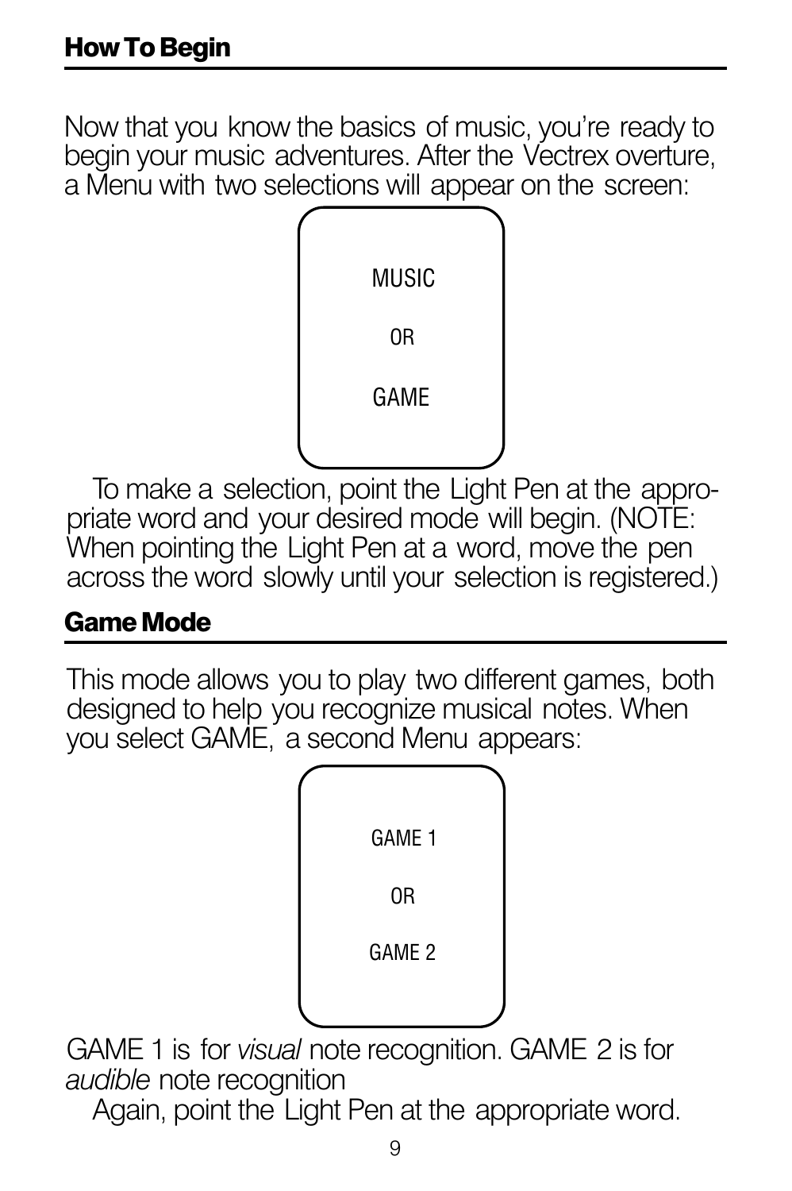## How To Begin

Now that you know the basics of music, you're ready to begin your music adventures. After the Vectrex overture, a Menu with two selections will appear on the screen:

MUSIC

OR

GAME

To make a selection, point the Light Pen at the appropriate word and your desired mode will begin. (NOTE: When pointing the Light Pen at a word, move the pen across the word slowly until your selection is registered.)

## Game Mode

This mode allows you to play two different games, both designed to help you recognize musical notes. When you select GAME, a second Menu appears:

GAME 1

OR

GAME 2

GAME 1 is for *visual* note recognition. GAME 2 is for *audible* note recognition

Again, point the Light Pen at the appropriate word.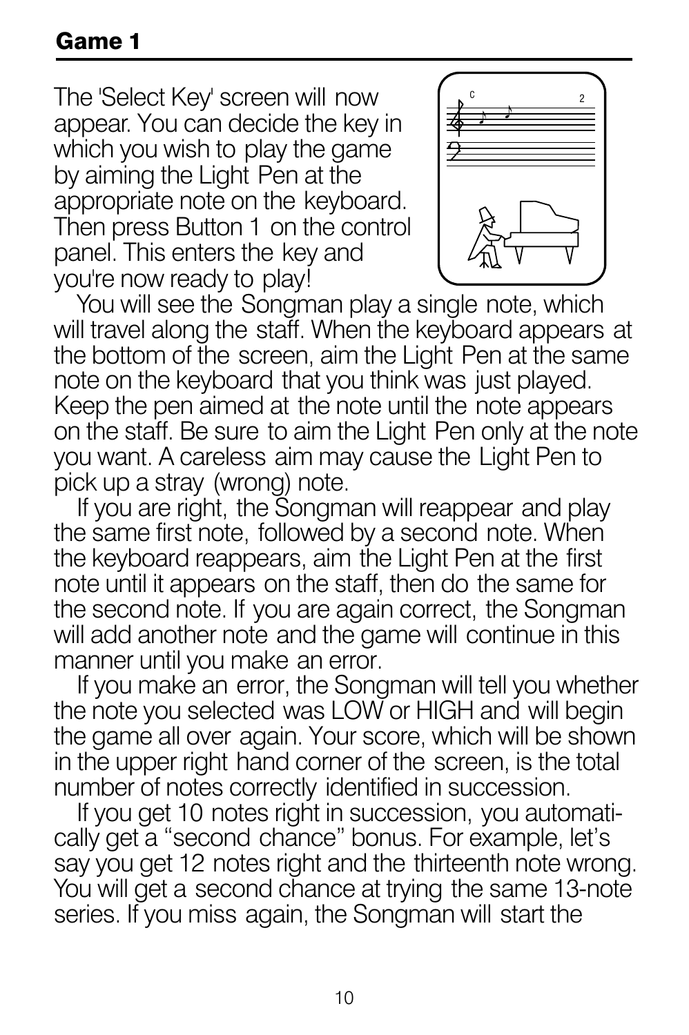## Game 1

The 'Select Key' screen will now appear. You can decide the key in which you wish to play the game by aiming the Light Pen at the appropriate note on the keyboard. Then press Button 1 on the control panel. This enters the key and you're now ready to play!

You will see the Songman play a single note, which will travel along the staff. When the keyboard appears at the bottom of the screen, aim the Light Pen at the same note on the keyboard that you think was just played. Keep the pen aimed at the note until the note appears on the staff. Be sure to aim the Light Pen only at the note you want. A careless aim may cause the Light Pen to pick up a stray (wrong) note.

If you are right, the Songman will reappear and play the same first note, followed by a second note. When the keyboard reappears, aim the Light Pen at the first note until it appears on the staff, then do the same for the second note. If you are again correct, the Songman will add another note and the game will continue in this manner until you make an error.

If you make an error, the Songman will tell you whether the note you selected was LOW or HIGH and will begin the game all over again. Your score, which will be shown in the upper right hand corner of the screen, is the total number of notes correctly identified in succession.

If you get 10 notes right in succession, you automatically get a "second chance" bonus. For example, let's say you get 12 notes right and the thirteenth note wrong. You will get a second chance at trying the same 13-note series. If you miss again, the Songman will start the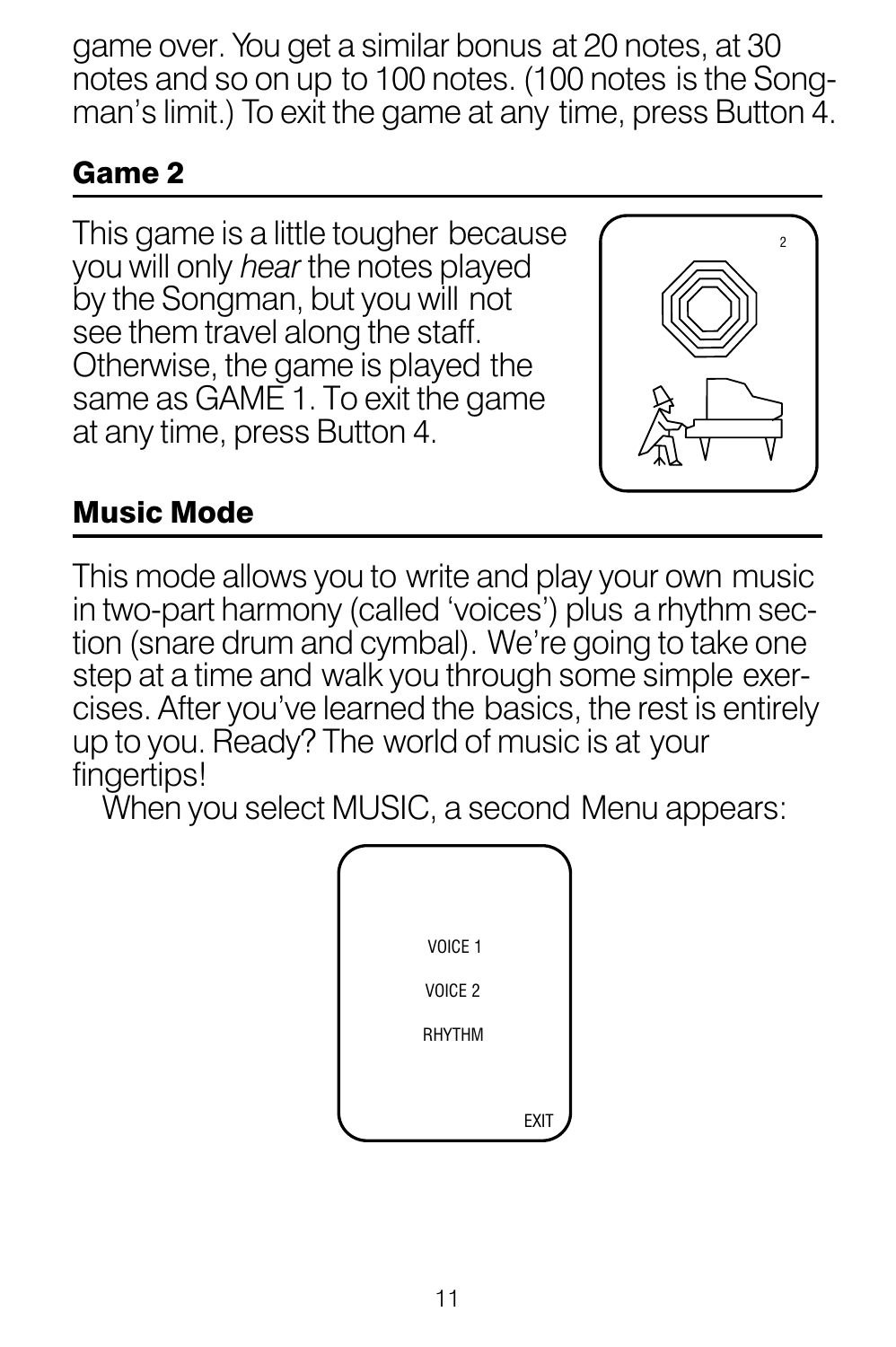game over. You get a similar bonus at 20 notes, at 30 notes and so on up to 100 notes. (100 notes is the Songman's limit.) To exit the game at any time, press Button 4.

## Game 2

This game is a little tougher because you will only *hear* the notes played by the Songman, but you will not see them travel along the staff. Otherwise, the game is played the same as GAME 1. To exit the game at any time, press Button 4.

## Music Mode

This mode allows you to write and play your own music in two-part harmony (called 'voices') plus a rhythm section (snare drum and cymbal). We're going to take one step at a time and walk you through some simple exercises. After you've learned the basics, the rest is entirely up to you. Ready? The world of music is at your fingertips!

When you select MUSIC, a second Menu appears:

VOICE 1

VOICE 2

RHYTHM

EXIT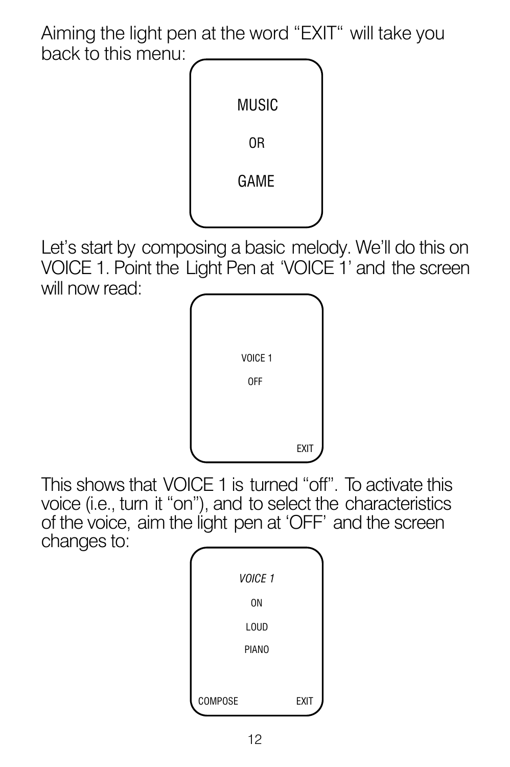Aiming the light pen at the word "EXIT" will take you back to this menu:

```
MUSIC

OR

GAME
```

Let's start by composing a basic melody. We'll do this on VOICE 1. Point the Light Pen at 'VOICE 1' and the screen will now read:

```
VOICE 1
OFF



                EXIT
```

This shows that VOICE 1 is turned "off". To activate this voice (i.e., turn it "on"), and to select the characteristics of the voice, aim the light pen at 'OFF' and the screen changes to:

```
VOICE 1
ON
LOUD
PIANO


COMPOSE         EXIT
```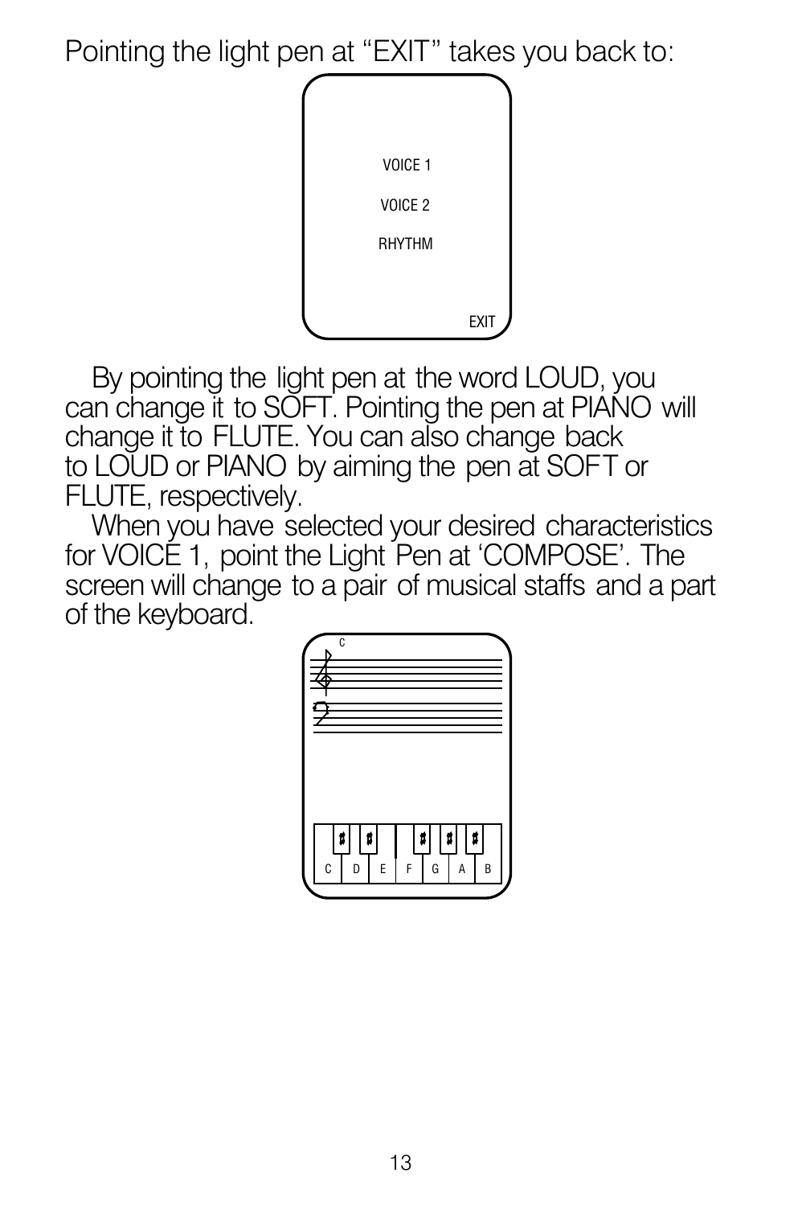Pointing the light pen at "EXIT" takes you back to:

By pointing the light pen at the word LOUD, you can change it to SOFT. Pointing the pen at PIANO will change it to FLUTE. You can also change back to LOUD or PIANO by aiming the pen at SOFT or FLUTE, respectively.

When you have selected your desired characteristics for VOICE 1, point the Light Pen at 'COMPOSE'. The screen will change to a pair of musical staffs and a part of the keyboard.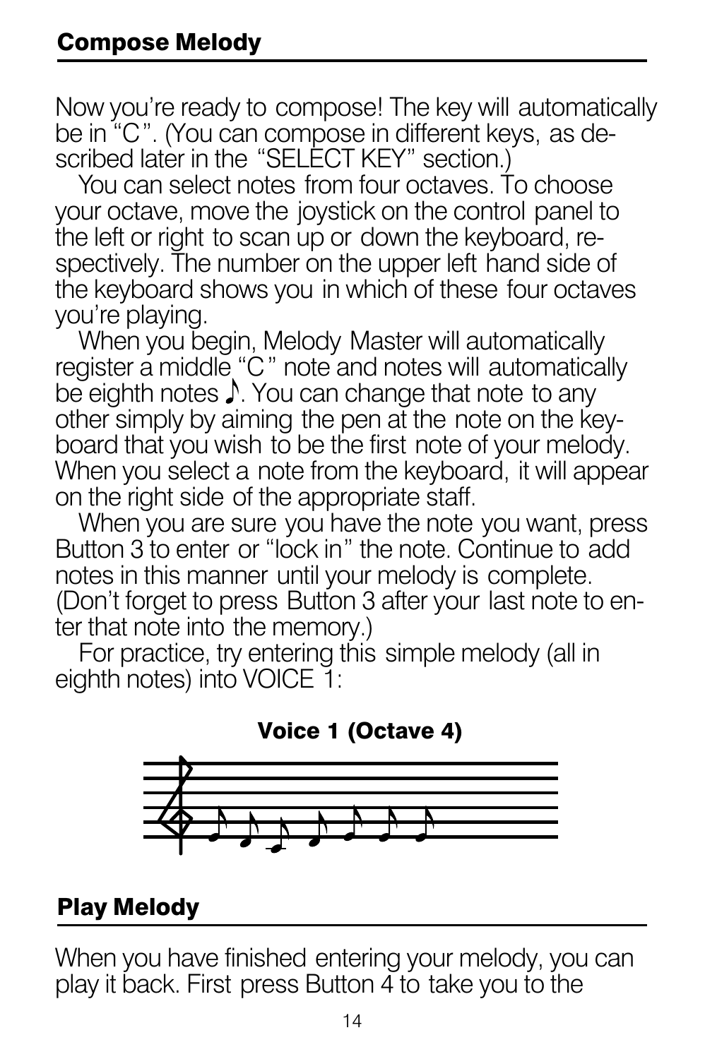## Compose Melody

Now you're ready to compose! The key will automatically be in "C". (You can compose in different keys, as described later in the "SELECT KEY" section.)

You can select notes from four octaves. To choose your octave, move the joystick on the control panel to the left or right to scan up or down the keyboard, respectively. The number on the upper left hand side of the keyboard shows you in which of these four octaves you're playing.

When you begin, Melody Master will automatically register a middle "C" note and notes will automatically be eighth notes ♪. You can change that note to any other simply by aiming the pen at the note on the keyboard that you wish to be the first note of your melody. When you select a note from the keyboard, it will appear on the right side of the appropriate staff.

When you are sure you have the note you want, press Button 3 to enter or "lock in" the note. Continue to add notes in this manner until your melody is complete. (Don't forget to press Button 3 after your last note to enter that note into the memory.)

For practice, try entering this simple melody (all in eighth notes) into VOICE 1:

**Voice 1 (Octave 4)**

## Play Melody

When you have finished entering your melody, you can play it back. First press Button 4 to take you to the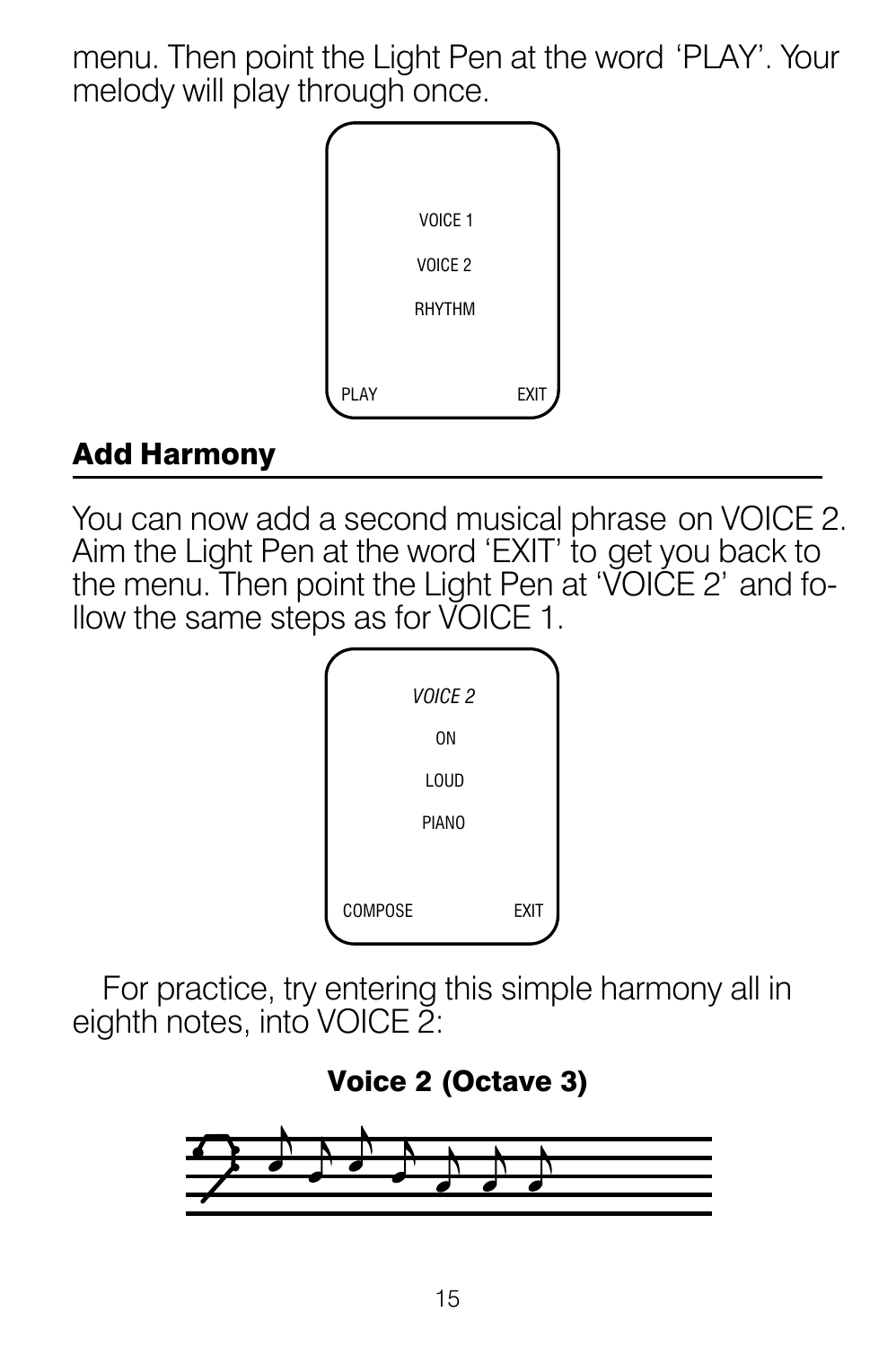menu. Then point the Light Pen at the word 'PLAY'. Your melody will play through once.

VOICE 1

VOICE 2

RHYTHM

PLAY EXIT

## Add Harmony

You can now add a second musical phrase on VOICE 2. Aim the Light Pen at the word 'EXIT' to get you back to the menu. Then point the Light Pen at 'VOICE 2' and follow the same steps as for VOICE 1.

*VOICE 2*

ON

LOUD

PIANO

COMPOSE EXIT

For practice, try entering this simple harmony all in eighth notes, into VOICE 2:

**Voice 2 (Octave 3)**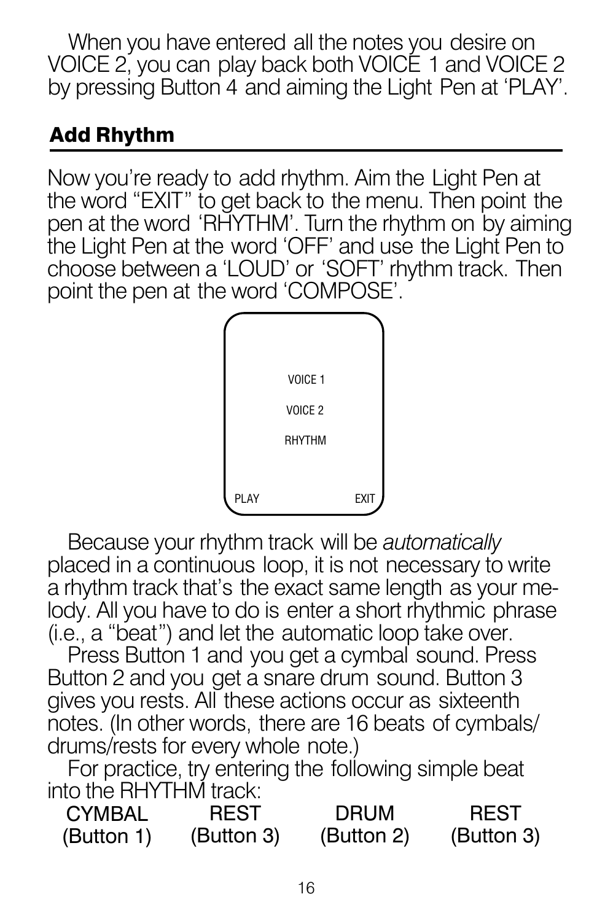When you have entered all the notes you desire on VOICE 2, you can play back both VOICE 1 and VOICE 2 by pressing Button 4 and aiming the Light Pen at 'PLAY'.

## Add Rhythm

Now you're ready to add rhythm. Aim the Light Pen at the word "EXIT" to get back to the menu. Then point the pen at the word 'RHYTHM'. Turn the rhythm on by aiming the Light Pen at the word 'OFF' and use the Light Pen to choose between a 'LOUD' or 'SOFT' rhythm track. Then point the pen at the word 'COMPOSE'.

```
        VOICE 1
        VOICE 2
        RHYTHM

PLAY              EXIT
```

Because your rhythm track will be *automatically* placed in a continuous loop, it is not necessary to write a rhythm track that's the exact same length as your melody. All you have to do is enter a short rhythmic phrase (i.e., a "beat") and let the automatic loop take over.

Press Button 1 and you get a cymbal sound. Press Button 2 and you get a snare drum sound. Button 3 gives you rests. All these actions occur as sixteenth notes. (In other words, there are 16 beats of cymbals/drums/rests for every whole note.)

For practice, try entering the following simple beat into the RHYTHM track:

| CYMBAL | REST | DRUM | REST |
|---|---|---|---|
| (Button 1) | (Button 3) | (Button 2) | (Button 3) |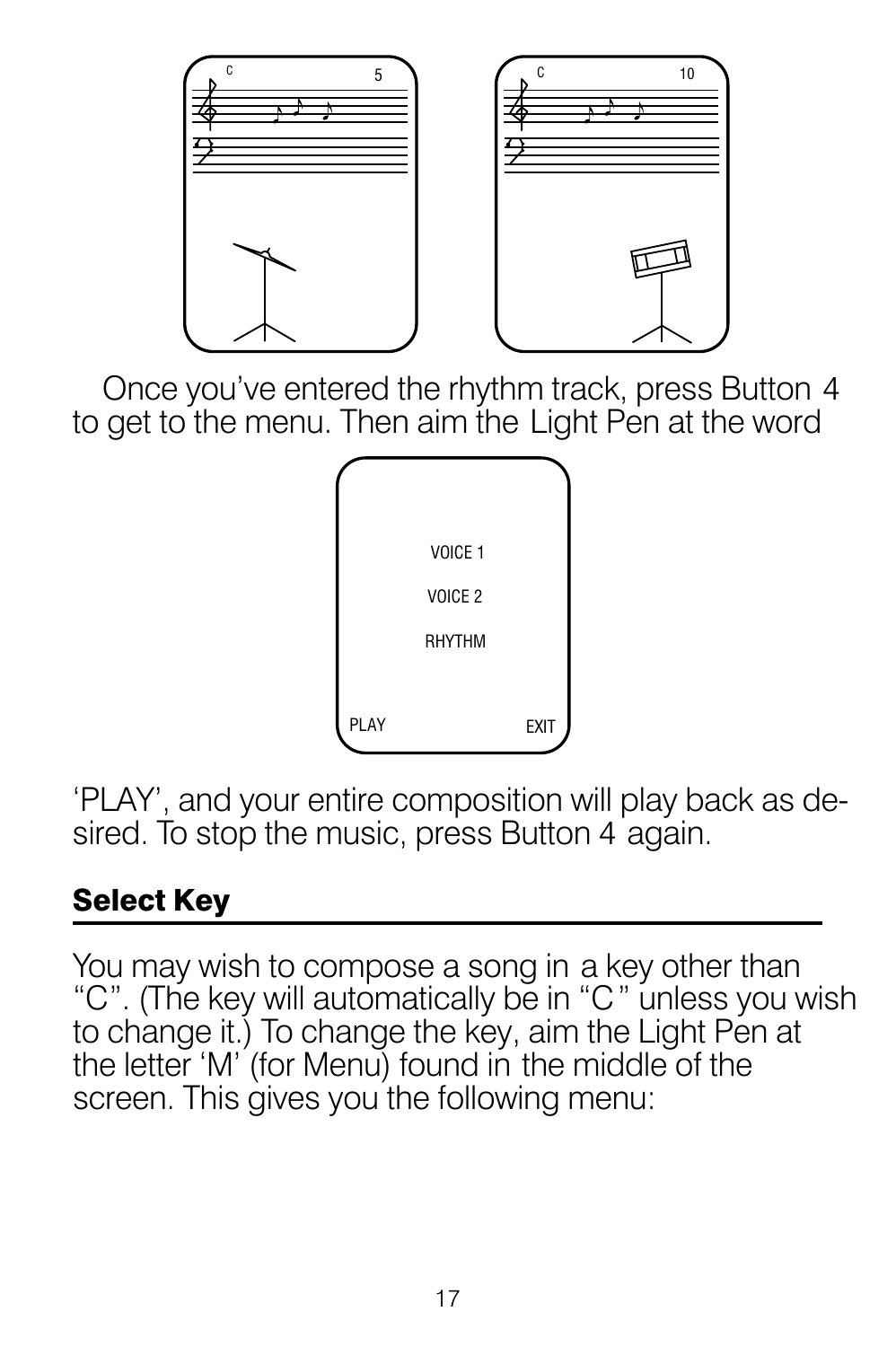Once you've entered the rhythm track, press Button 4 to get to the menu. Then aim the Light Pen at the word

VOICE 1

VOICE 2

RHYTHM

PLAY EXIT

'PLAY', and your entire composition will play back as desired. To stop the music, press Button 4 again.

## Select Key

You may wish to compose a song in a key other than "C". (The key will automatically be in "C" unless you wish to change it.) To change the key, aim the Light Pen at the letter 'M' (for Menu) found in the middle of the screen. This gives you the following menu: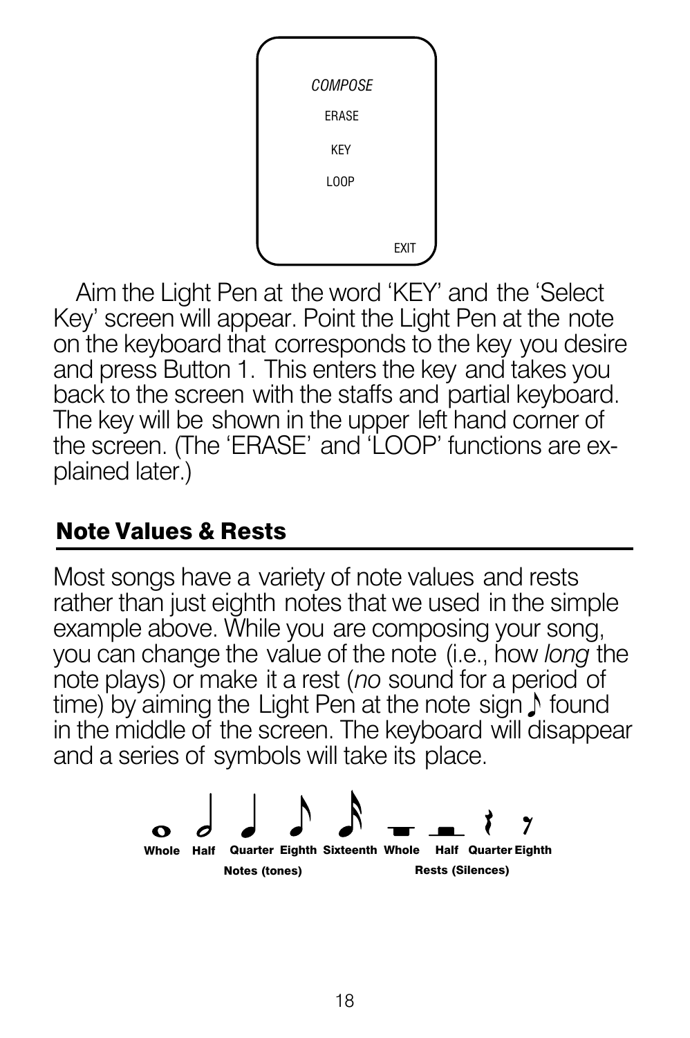COMPOSE

ERASE

KEY

LOOP

EXIT

Aim the Light Pen at the word 'KEY' and the 'Select Key' screen will appear. Point the Light Pen at the note on the keyboard that corresponds to the key you desire and press Button 1. This enters the key and takes you back to the screen with the staffs and partial keyboard. The key will be shown in the upper left hand corner of the screen. (The 'ERASE' and 'LOOP' functions are explained later.)

## Note Values & Rests

Most songs have a variety of note values and rests rather than just eighth notes that we used in the simple example above. While you are composing your song, you can change the value of the note (i.e., how *long* the note plays) or make it a rest (*no* sound for a period of time) by aiming the Light Pen at the note sign ♪ found in the middle of the screen. The keyboard will disappear and a series of symbols will take its place.

**Whole Half Quarter Eighth Sixteenth Whole Half Quarter Eighth**

**Notes (tones) Rests (Silences)**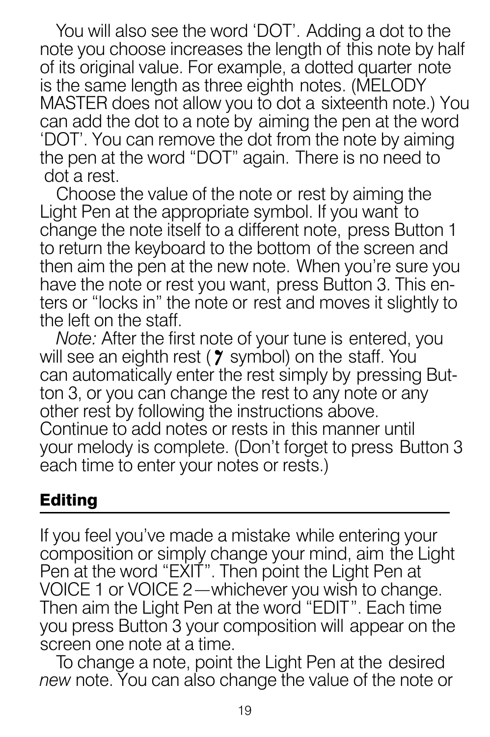You will also see the word 'DOT'. Adding a dot to the note you choose increases the length of this note by half of its original value. For example, a dotted quarter note is the same length as three eighth notes. (MELODY MASTER does not allow you to dot a sixteenth note.) You can add the dot to a note by aiming the pen at the word 'DOT'. You can remove the dot from the note by aiming the pen at the word "DOT" again. There is no need to dot a rest.

Choose the value of the note or rest by aiming the Light Pen at the appropriate symbol. If you want to change the note itself to a different note, press Button 1 to return the keyboard to the bottom of the screen and then aim the pen at the new note. When you're sure you have the note or rest you want, press Button 3. This enters or "locks in" the note or rest and moves it slightly to the left on the staff.

*Note:* After the first note of your tune is entered, you will see an eighth rest (𝄾 symbol) on the staff. You can automatically enter the rest simply by pressing Button 3, or you can change the rest to any note or any other rest by following the instructions above. Continue to add notes or rests in this manner until your melody is complete. (Don't forget to press Button 3 each time to enter your notes or rests.)

## Editing

If you feel you've made a mistake while entering your composition or simply change your mind, aim the Light Pen at the word "EXIT". Then point the Light Pen at VOICE 1 or VOICE 2—whichever you wish to change. Then aim the Light Pen at the word "EDIT". Each time you press Button 3 your composition will appear on the screen one note at a time.

To change a note, point the Light Pen at the desired *new* note. You can also change the value of the note or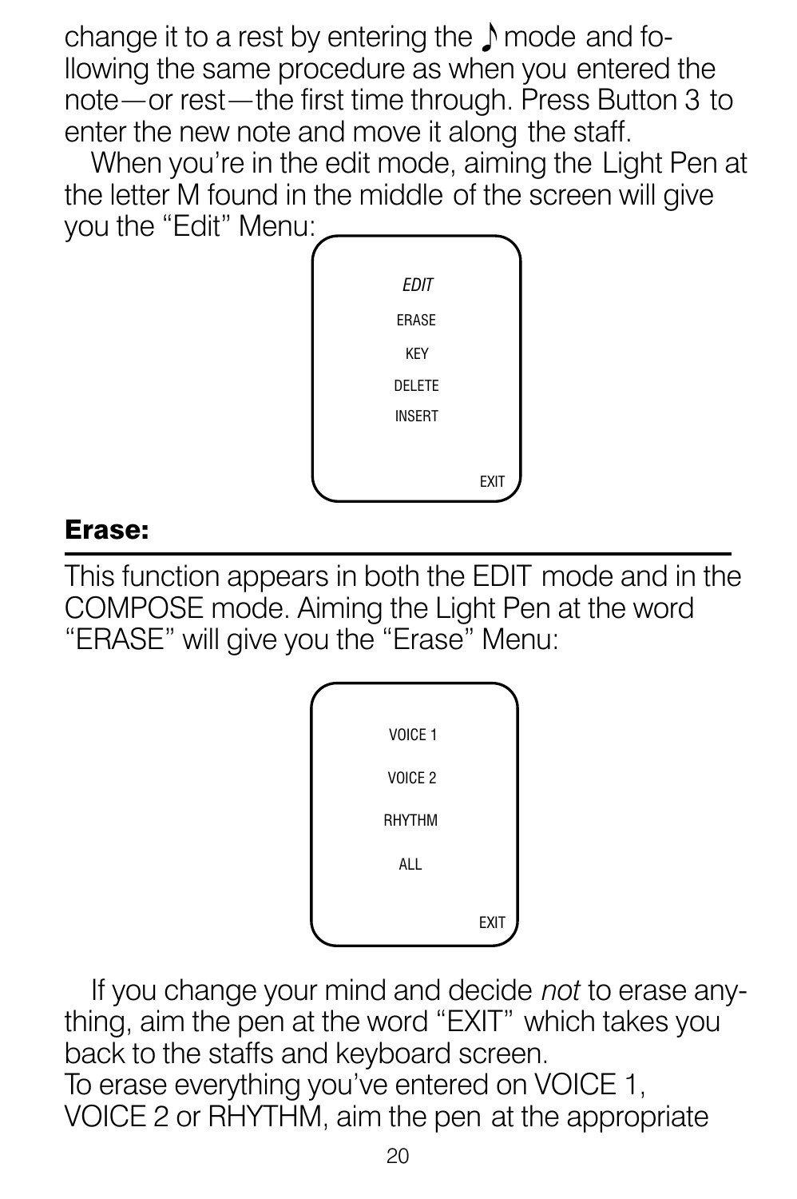change it to a rest by entering the ♪ mode and following the same procedure as when you entered the note—or rest—the first time through. Press Button 3 to enter the new note and move it along the staff.

When you're in the edit mode, aiming the Light Pen at the letter M found in the middle of the screen will give you the "Edit" Menu:

```
EDIT
ERASE
KEY
DELETE
INSERT

                EXIT
```

## Erase:

This function appears in both the EDIT mode and in the COMPOSE mode. Aiming the Light Pen at the word "ERASE" will give you the "Erase" Menu:

```
VOICE 1
VOICE 2
RHYTHM
ALL

                EXIT
```

If you change your mind and decide *not* to erase anything, aim the pen at the word "EXIT" which takes you back to the staffs and keyboard screen.

To erase everything you've entered on VOICE 1, VOICE 2 or RHYTHM, aim the pen at the appropriate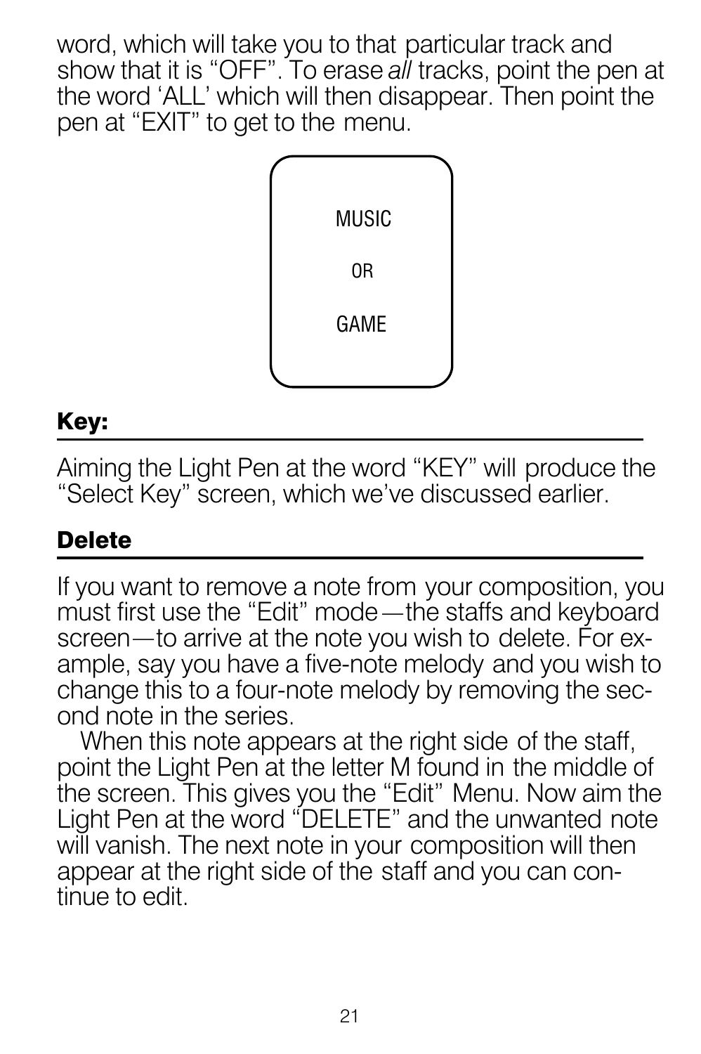word, which will take you to that particular track and show that it is "OFF". To erase *all* tracks, point the pen at the word 'ALL' which will then disappear. Then point the pen at "EXIT" to get to the menu.

MUSIC

OR

GAME

## Key:

Aiming the Light Pen at the word "KEY" will produce the "Select Key" screen, which we've discussed earlier.

## Delete

If you want to remove a note from your composition, you must first use the "Edit" mode—the staffs and keyboard screen—to arrive at the note you wish to delete. For example, say you have a five-note melody and you wish to change this to a four-note melody by removing the second note in the series.

When this note appears at the right side of the staff, point the Light Pen at the letter M found in the middle of the screen. This gives you the "Edit" Menu. Now aim the Light Pen at the word "DELETE" and the unwanted note will vanish. The next note in your composition will then appear at the right side of the staff and you can continue to edit.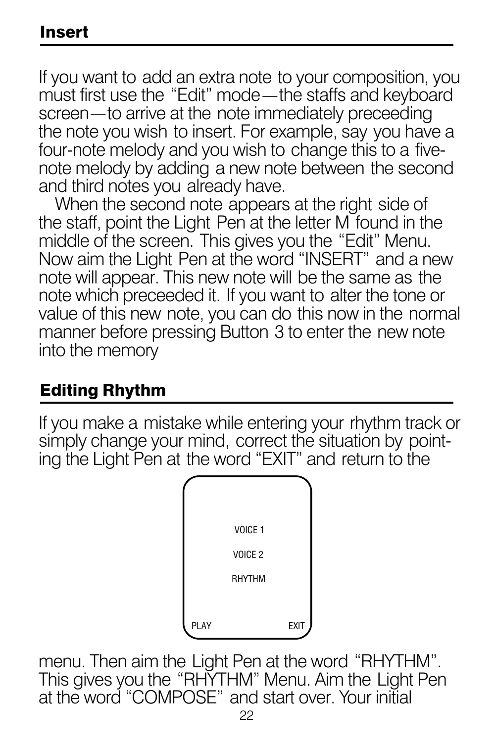## Insert

If you want to add an extra note to your composition, you must first use the "Edit" mode—the staffs and keyboard screen—to arrive at the note immediately preceeding the note you wish to insert. For example, say you have a four-note melody and you wish to change this to a five-note melody by adding a new note between the second and third notes you already have.

When the second note appears at the right side of the staff, point the Light Pen at the letter M found in the middle of the screen. This gives you the "Edit" Menu. Now aim the Light Pen at the word "INSERT" and a new note will appear. This new note will be the same as the note which preceeded it. If you want to alter the tone or value of this new note, you can do this now in the normal manner before pressing Button 3 to enter the new note into the memory

## Editing Rhythm

If you make a mistake while entering your rhythm track or simply change your mind, correct the situation by pointing the Light Pen at the word "EXIT" and return to the

VOICE 1
VOICE 2
RHYTHM
PLAY EXIT

menu. Then aim the Light Pen at the word "RHYTHM". This gives you the "RHYTHM" Menu. Aim the Light Pen at the word "COMPOSE" and start over. Your initial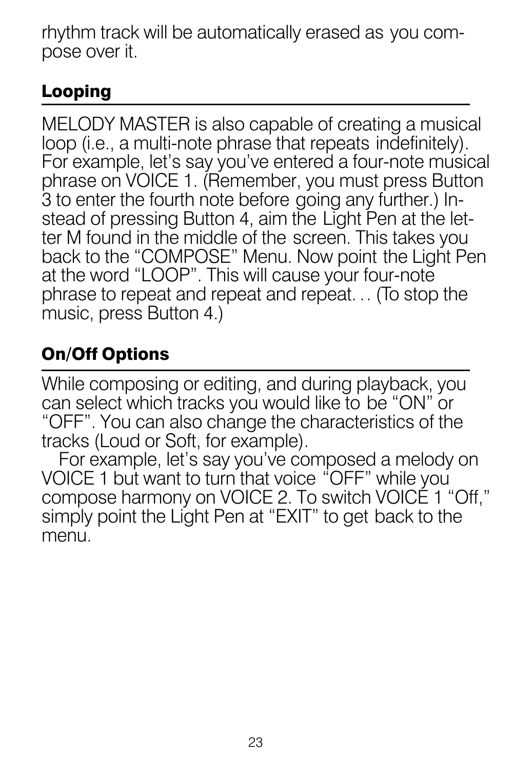rhythm track will be automatically erased as you compose over it.

## Looping

MELODY MASTER is also capable of creating a musical loop (i.e., a multi-note phrase that repeats indefinitely). For example, let's say you've entered a four-note musical phrase on VOICE 1. (Remember, you must press Button 3 to enter the fourth note before going any further.) Instead of pressing Button 4, aim the Light Pen at the letter M found in the middle of the screen. This takes you back to the "COMPOSE" Menu. Now point the Light Pen at the word "LOOP". This will cause your four-note phrase to repeat and repeat and repeat. . . (To stop the music, press Button 4.)

## On/Off Options

While composing or editing, and during playback, you can select which tracks you would like to be "ON" or "OFF". You can also change the characteristics of the tracks (Loud or Soft, for example).

For example, let's say you've composed a melody on VOICE 1 but want to turn that voice "OFF" while you compose harmony on VOICE 2. To switch VOICE 1 "Off," simply point the Light Pen at "EXIT" to get back to the menu.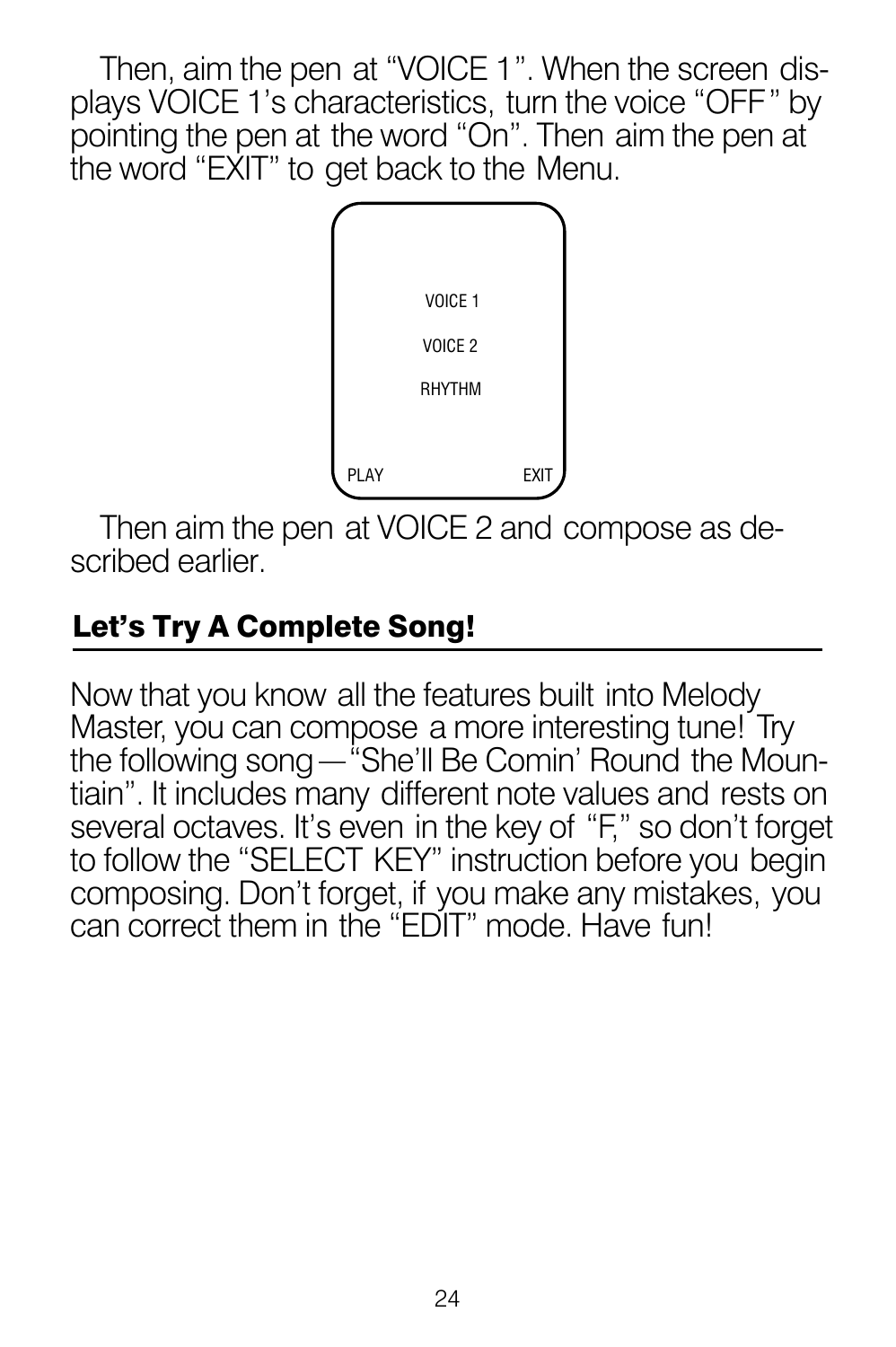Then, aim the pen at "VOICE 1". When the screen displays VOICE 1's characteristics, turn the voice "OFF" by pointing the pen at the word "On". Then aim the pen at the word "EXIT" to get back to the Menu.

VOICE 1

VOICE 2

RHYTHM

PLAY EXIT

Then aim the pen at VOICE 2 and compose as described earlier.

## Let's Try A Complete Song!

Now that you know all the features built into Melody Master, you can compose a more interesting tune! Try the following song—"She'll Be Comin' Round the Mountiain". It includes many different note values and rests on several octaves. It's even in the key of "F," so don't forget to follow the "SELECT KEY" instruction before you begin composing. Don't forget, if you make any mistakes, you can correct them in the "EDIT" mode. Have fun!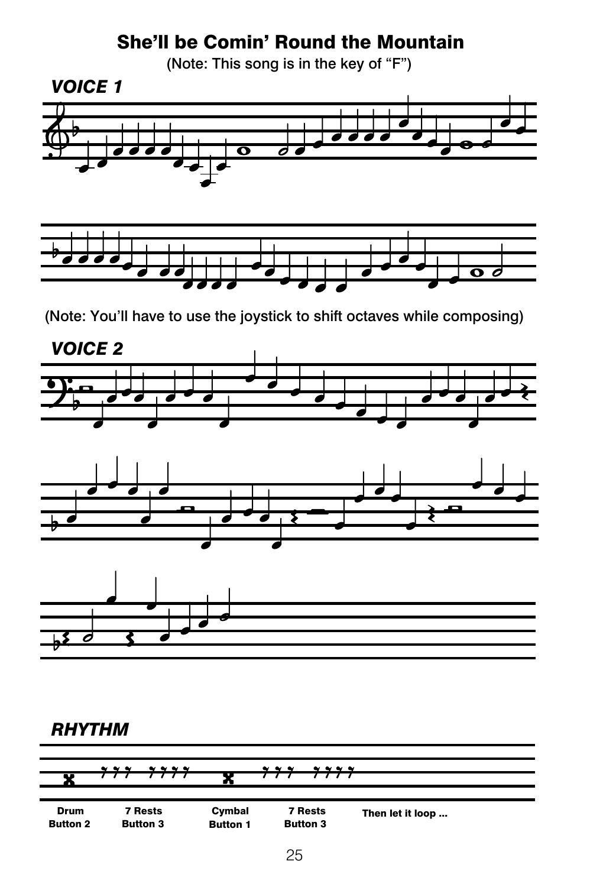# She'll be Comin' Round the Mountain

(Note: This song is in the key of "F")

***VOICE 1***

(Note: You'll have to use the joystick to shift octaves while composing)

***VOICE 2***

***RHYTHM***

| Drum Button 2 | 7 Rests Button 3 | Cymbal Button 1 | 7 Rests Button 3 | Then let it loop ... |
| --- | --- | --- | --- | --- |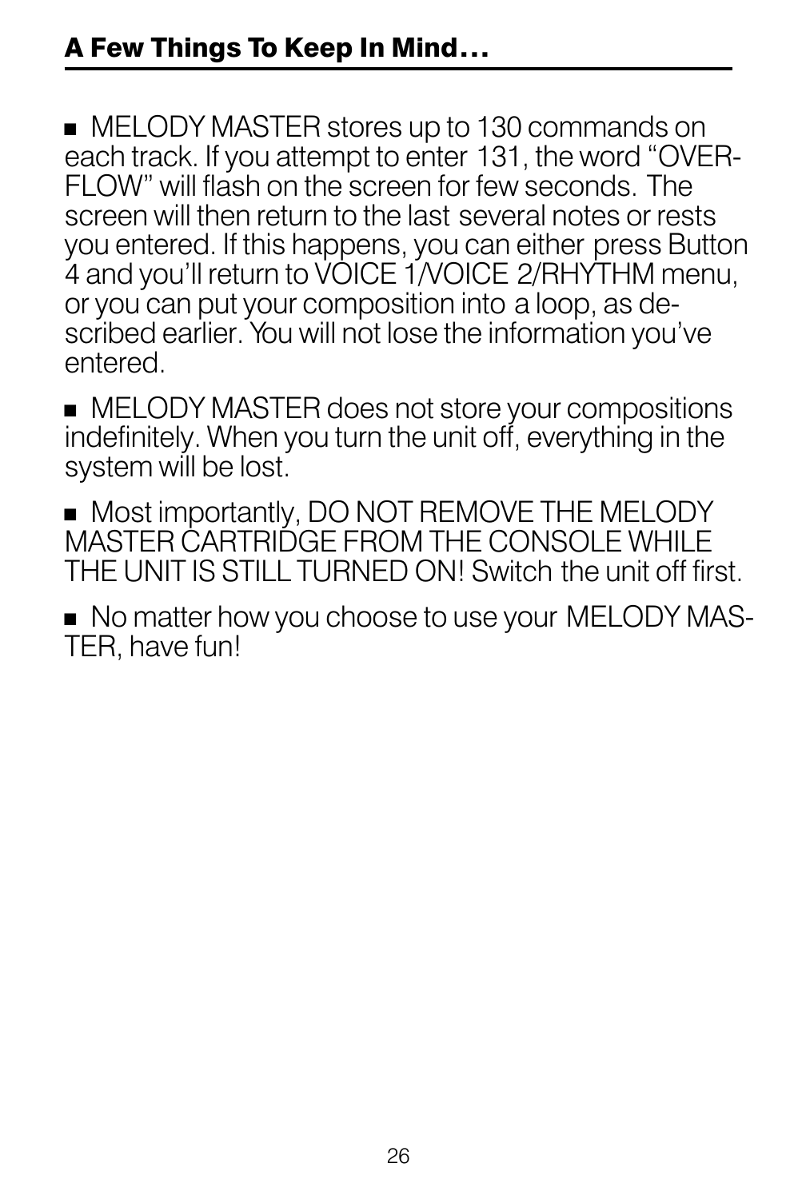## A Few Things To Keep In Mind...

- MELODY MASTER stores up to 130 commands on each track. If you attempt to enter 131, the word "OVERFLOW" will flash on the screen for few seconds. The screen will then return to the last several notes or rests you entered. If this happens, you can either press Button 4 and you'll return to VOICE 1/VOICE 2/RHYTHM menu, or you can put your composition into a loop, as described earlier. You will not lose the information you've entered.

- MELODY MASTER does not store your compositions indefinitely. When you turn the unit off, everything in the system will be lost.

- Most importantly, DO NOT REMOVE THE MELODY MASTER CARTRIDGE FROM THE CONSOLE WHILE THE UNIT IS STILL TURNED ON! Switch the unit off first.

- No matter how you choose to use your MELODY MASTER, have fun!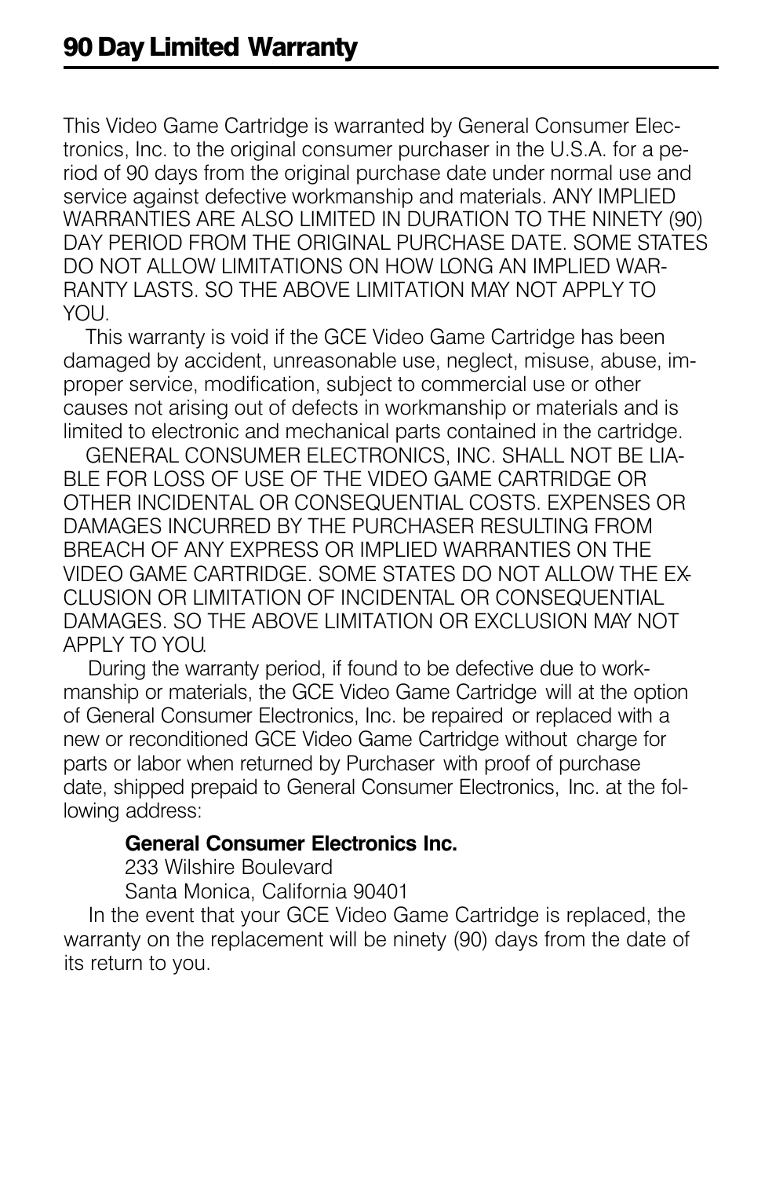# 90 Day Limited Warranty

This Video Game Cartridge is warranted by General Consumer Electronics, Inc. to the original consumer purchaser in the U.S.A. for a period of 90 days from the original purchase date under normal use and service against defective workmanship and materials. ANY IMPLIED WARRANTIES ARE ALSO LIMITED IN DURATION TO THE NINETY (90) DAY PERIOD FROM THE ORIGINAL PURCHASE DATE. SOME STATES DO NOT ALLOW LIMITATIONS ON HOW LONG AN IMPLIED WARRANTY LASTS. SO THE ABOVE LIMITATION MAY NOT APPLY TO YOU.

This warranty is void if the GCE Video Game Cartridge has been damaged by accident, unreasonable use, neglect, misuse, abuse, improper service, modification, subject to commercial use or other causes not arising out of defects in workmanship or materials and is limited to electronic and mechanical parts contained in the cartridge.

GENERAL CONSUMER ELECTRONICS, INC. SHALL NOT BE LIABLE FOR LOSS OF USE OF THE VIDEO GAME CARTRIDGE OR OTHER INCIDENTAL OR CONSEQUENTIAL COSTS. EXPENSES OR DAMAGES INCURRED BY THE PURCHASER RESULTING FROM BREACH OF ANY EXPRESS OR IMPLIED WARRANTIES ON THE VIDEO GAME CARTRIDGE. SOME STATES DO NOT ALLOW THE EXCLUSION OR LIMITATION OF INCIDENTAL OR CONSEQUENTIAL DAMAGES. SO THE ABOVE LIMITATION OR EXCLUSION MAY NOT APPLY TO YOU.

During the warranty period, if found to be defective due to workmanship or materials, the GCE Video Game Cartridge will at the option of General Consumer Electronics, Inc. be repaired or replaced with a new or reconditioned GCE Video Game Cartridge without charge for parts or labor when returned by Purchaser with proof of purchase date, shipped prepaid to General Consumer Electronics, Inc. at the following address:

**General Consumer Electronics Inc.**
233 Wilshire Boulevard
Santa Monica, California 90401

In the event that your GCE Video Game Cartridge is replaced, the warranty on the replacement will be ninety (90) days from the date of its return to you.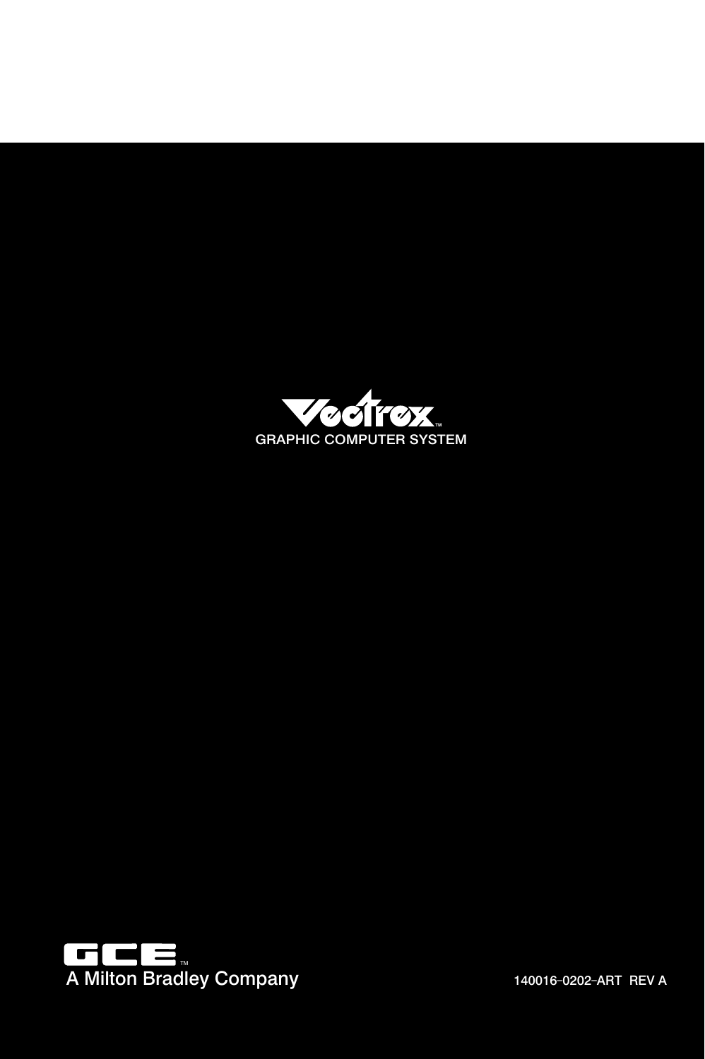Vectrex™

GRAPHIC COMPUTER SYSTEM

GCE™

A Milton Bradley Company

140016-0202-ART REV A